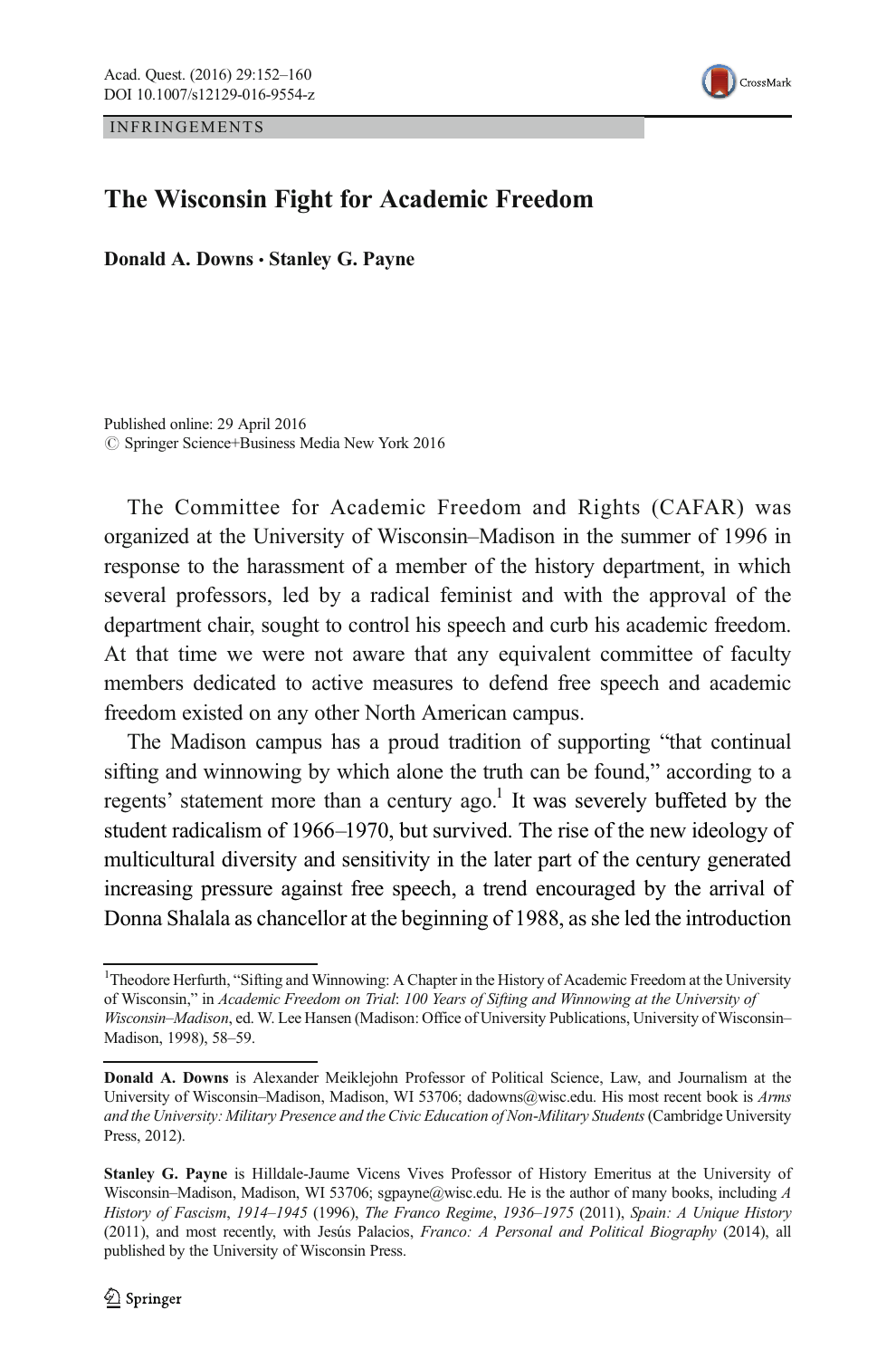INFRINGEMENTS

# The Wisconsin Fight for Academic Freedom

**Donald A. Downs · Stanley G. Payne**

Published online: 29 April 2016
© Springer Science+Business Media New York 2016

The Committee for Academic Freedom and Rights (CAFAR) was organized at the University of Wisconsin–Madison in the summer of 1996 in response to the harassment of a member of the history department, in which several professors, led by a radical feminist and with the approval of the department chair, sought to control his speech and curb his academic freedom. At that time we were not aware that any equivalent committee of faculty members dedicated to active measures to defend free speech and academic freedom existed on any other North American campus.

The Madison campus has a proud tradition of supporting "that continual sifting and winnowing by which alone the truth can be found," according to a regents' statement more than a century ago.[1] It was severely buffeted by the student radicalism of 1966–1970, but survived. The rise of the new ideology of multicultural diversity and sensitivity in the later part of the century generated increasing pressure against free speech, a trend encouraged by the arrival of Donna Shalala as chancellor at the beginning of 1988, as she led the introduction

---

[1] Theodore Herfurth, "Sifting and Winnowing: A Chapter in the History of Academic Freedom at the University of Wisconsin," in *Academic Freedom on Trial*: *100 Years of Sifting and Winnowing at the University of Wisconsin–Madison*, ed. W. Lee Hansen (Madison: Office of University Publications, University of Wisconsin–Madison, 1998), 58–59.

---

**Donald A. Downs** is Alexander Meiklejohn Professor of Political Science, Law, and Journalism at the University of Wisconsin–Madison, Madison, WI 53706; dadowns@wisc.edu. His most recent book is *Arms and the University: Military Presence and the Civic Education of Non-Military Students* (Cambridge University Press, 2012).

**Stanley G. Payne** is Hilldale-Jaume Vicens Vives Professor of History Emeritus at the University of Wisconsin–Madison, Madison, WI 53706; sgpayne@wisc.edu. He is the author of many books, including *A History of Fascism, 1914–1945* (1996), *The Franco Regime, 1936–1975* (2011), *Spain: A Unique History* (2011), and most recently, with Jesús Palacios, *Franco: A Personal and Political Biography* (2014), all published by the University of Wisconsin Press.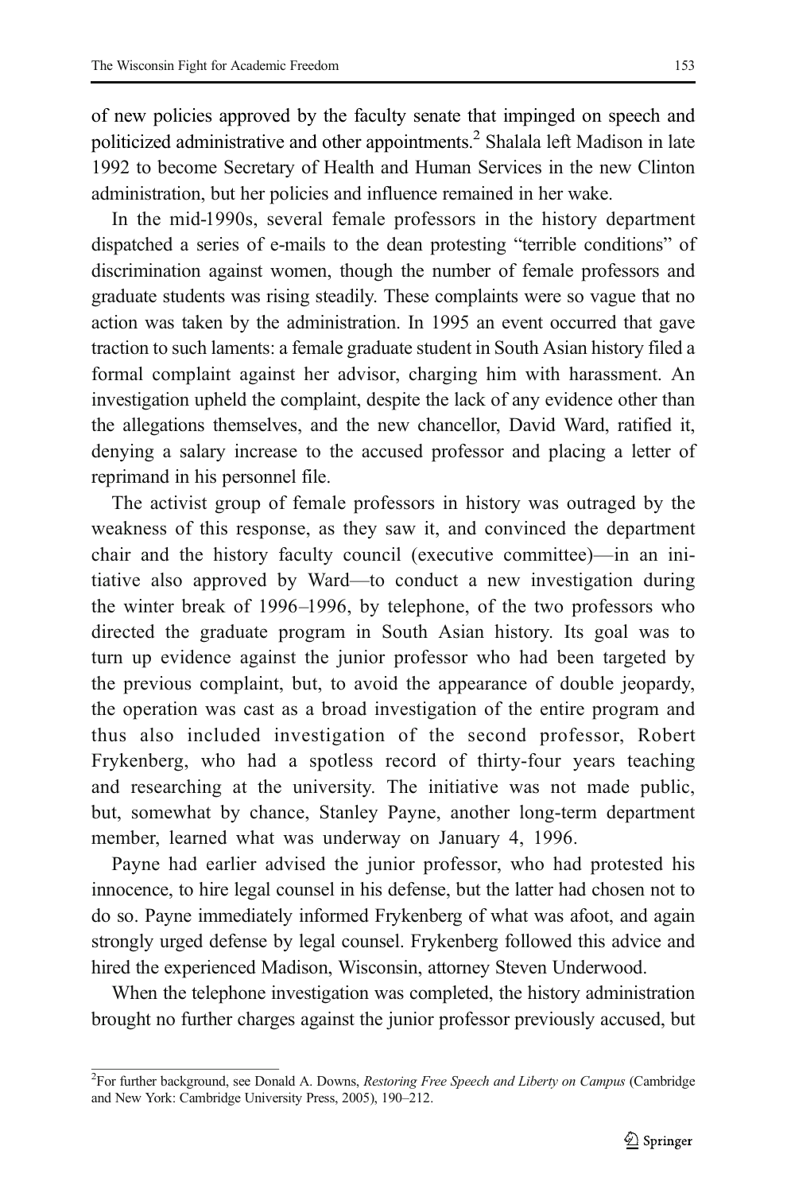of new policies approved by the faculty senate that impinged on speech and politicized administrative and other appointments.[2] Shalala left Madison in late 1992 to become Secretary of Health and Human Services in the new Clinton administration, but her policies and influence remained in her wake.

In the mid-1990s, several female professors in the history department dispatched a series of e-mails to the dean protesting "terrible conditions" of discrimination against women, though the number of female professors and graduate students was rising steadily. These complaints were so vague that no action was taken by the administration. In 1995 an event occurred that gave traction to such laments: a female graduate student in South Asian history filed a formal complaint against her advisor, charging him with harassment. An investigation upheld the complaint, despite the lack of any evidence other than the allegations themselves, and the new chancellor, David Ward, ratified it, denying a salary increase to the accused professor and placing a letter of reprimand in his personnel file.

The activist group of female professors in history was outraged by the weakness of this response, as they saw it, and convinced the department chair and the history faculty council (executive committee)—in an initiative also approved by Ward—to conduct a new investigation during the winter break of 1996–1996, by telephone, of the two professors who directed the graduate program in South Asian history. Its goal was to turn up evidence against the junior professor who had been targeted by the previous complaint, but, to avoid the appearance of double jeopardy, the operation was cast as a broad investigation of the entire program and thus also included investigation of the second professor, Robert Frykenberg, who had a spotless record of thirty-four years teaching and researching at the university. The initiative was not made public, but, somewhat by chance, Stanley Payne, another long-term department member, learned what was underway on January 4, 1996.

Payne had earlier advised the junior professor, who had protested his innocence, to hire legal counsel in his defense, but the latter had chosen not to do so. Payne immediately informed Frykenberg of what was afoot, and again strongly urged defense by legal counsel. Frykenberg followed this advice and hired the experienced Madison, Wisconsin, attorney Steven Underwood.

When the telephone investigation was completed, the history administration brought no further charges against the junior professor previously accused, but

---

[2] For further background, see Donald A. Downs, *Restoring Free Speech and Liberty on Campus* (Cambridge and New York: Cambridge University Press, 2005), 190–212.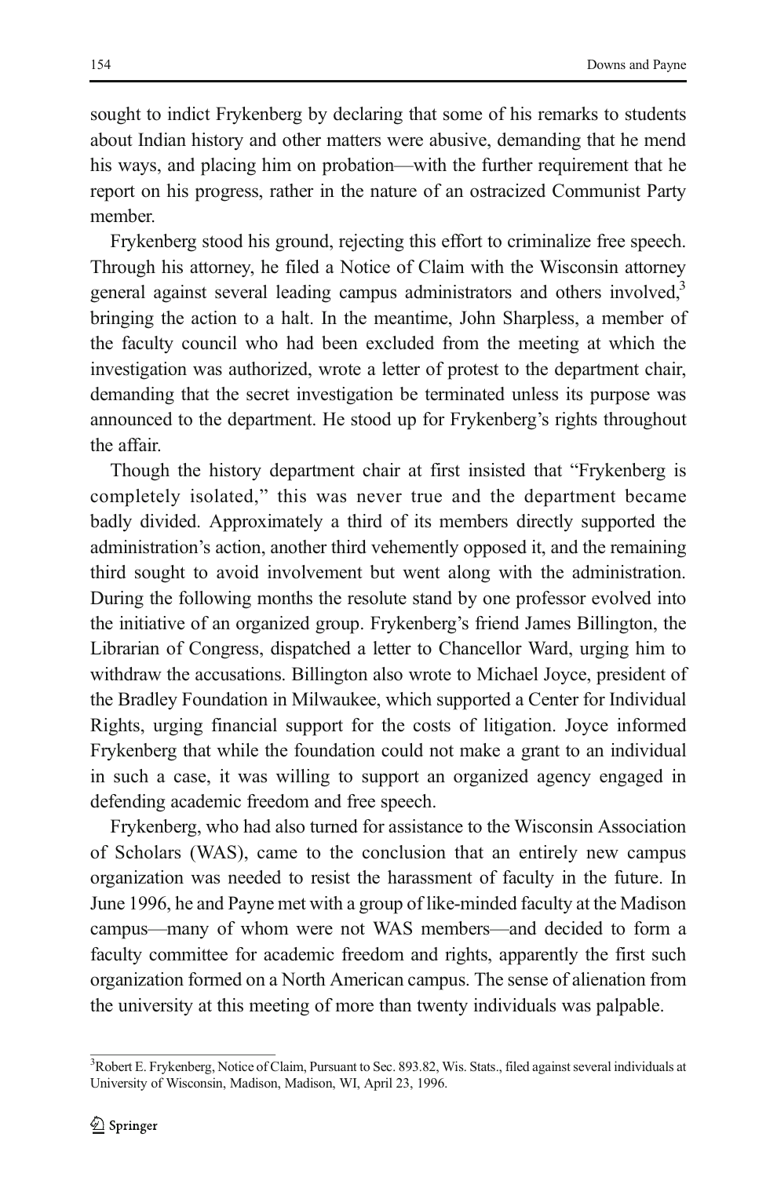sought to indict Frykenberg by declaring that some of his remarks to students about Indian history and other matters were abusive, demanding that he mend his ways, and placing him on probation—with the further requirement that he report on his progress, rather in the nature of an ostracized Communist Party member.

Frykenberg stood his ground, rejecting this effort to criminalize free speech. Through his attorney, he filed a Notice of Claim with the Wisconsin attorney general against several leading campus administrators and others involved,[3] bringing the action to a halt. In the meantime, John Sharpless, a member of the faculty council who had been excluded from the meeting at which the investigation was authorized, wrote a letter of protest to the department chair, demanding that the secret investigation be terminated unless its purpose was announced to the department. He stood up for Frykenberg's rights throughout the affair.

Though the history department chair at first insisted that "Frykenberg is completely isolated," this was never true and the department became badly divided. Approximately a third of its members directly supported the administration's action, another third vehemently opposed it, and the remaining third sought to avoid involvement but went along with the administration. During the following months the resolute stand by one professor evolved into the initiative of an organized group. Frykenberg's friend James Billington, the Librarian of Congress, dispatched a letter to Chancellor Ward, urging him to withdraw the accusations. Billington also wrote to Michael Joyce, president of the Bradley Foundation in Milwaukee, which supported a Center for Individual Rights, urging financial support for the costs of litigation. Joyce informed Frykenberg that while the foundation could not make a grant to an individual in such a case, it was willing to support an organized agency engaged in defending academic freedom and free speech.

Frykenberg, who had also turned for assistance to the Wisconsin Association of Scholars (WAS), came to the conclusion that an entirely new campus organization was needed to resist the harassment of faculty in the future. In June 1996, he and Payne met with a group of like-minded faculty at the Madison campus—many of whom were not WAS members—and decided to form a faculty committee for academic freedom and rights, apparently the first such organization formed on a North American campus. The sense of alienation from the university at this meeting of more than twenty individuals was palpable.

[3] Robert E. Frykenberg, Notice of Claim, Pursuant to Sec. 893.82, Wis. Stats., filed against several individuals at University of Wisconsin, Madison, Madison, WI, April 23, 1996.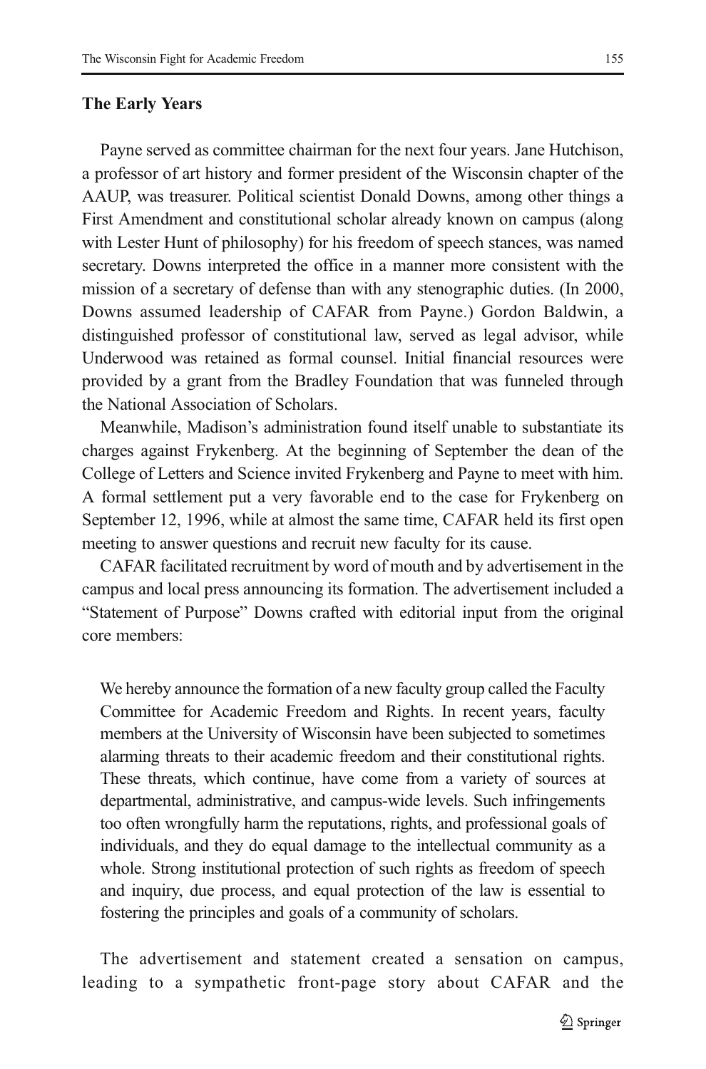## The Early Years

Payne served as committee chairman for the next four years. Jane Hutchison, a professor of art history and former president of the Wisconsin chapter of the AAUP, was treasurer. Political scientist Donald Downs, among other things a First Amendment and constitutional scholar already known on campus (along with Lester Hunt of philosophy) for his freedom of speech stances, was named secretary. Downs interpreted the office in a manner more consistent with the mission of a secretary of defense than with any stenographic duties. (In 2000, Downs assumed leadership of CAFAR from Payne.) Gordon Baldwin, a distinguished professor of constitutional law, served as legal advisor, while Underwood was retained as formal counsel. Initial financial resources were provided by a grant from the Bradley Foundation that was funneled through the National Association of Scholars.

Meanwhile, Madison's administration found itself unable to substantiate its charges against Frykenberg. At the beginning of September the dean of the College of Letters and Science invited Frykenberg and Payne to meet with him. A formal settlement put a very favorable end to the case for Frykenberg on September 12, 1996, while at almost the same time, CAFAR held its first open meeting to answer questions and recruit new faculty for its cause.

CAFAR facilitated recruitment by word of mouth and by advertisement in the campus and local press announcing its formation. The advertisement included a "Statement of Purpose" Downs crafted with editorial input from the original core members:

> We hereby announce the formation of a new faculty group called the Faculty Committee for Academic Freedom and Rights. In recent years, faculty members at the University of Wisconsin have been subjected to sometimes alarming threats to their academic freedom and their constitutional rights. These threats, which continue, have come from a variety of sources at departmental, administrative, and campus-wide levels. Such infringements too often wrongfully harm the reputations, rights, and professional goals of individuals, and they do equal damage to the intellectual community as a whole. Strong institutional protection of such rights as freedom of speech and inquiry, due process, and equal protection of the law is essential to fostering the principles and goals of a community of scholars.

The advertisement and statement created a sensation on campus, leading to a sympathetic front-page story about CAFAR and the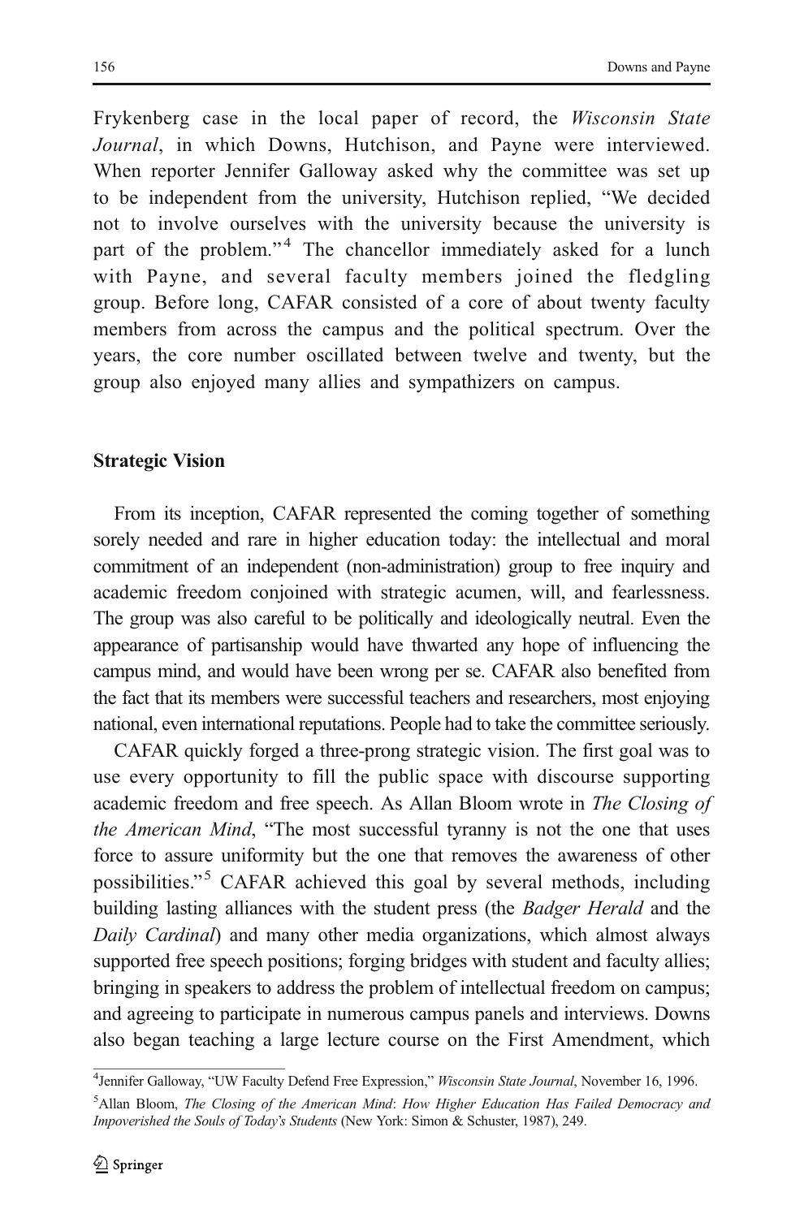Frykenberg case in the local paper of record, the *Wisconsin State Journal*, in which Downs, Hutchison, and Payne were interviewed. When reporter Jennifer Galloway asked why the committee was set up to be independent from the university, Hutchison replied, "We decided not to involve ourselves with the university because the university is part of the problem."[4] The chancellor immediately asked for a lunch with Payne, and several faculty members joined the fledgling group. Before long, CAFAR consisted of a core of about twenty faculty members from across the campus and the political spectrum. Over the years, the core number oscillated between twelve and twenty, but the group also enjoyed many allies and sympathizers on campus.

## Strategic Vision

From its inception, CAFAR represented the coming together of something sorely needed and rare in higher education today: the intellectual and moral commitment of an independent (non-administration) group to free inquiry and academic freedom conjoined with strategic acumen, will, and fearlessness. The group was also careful to be politically and ideologically neutral. Even the appearance of partisanship would have thwarted any hope of influencing the campus mind, and would have been wrong per se. CAFAR also benefited from the fact that its members were successful teachers and researchers, most enjoying national, even international reputations. People had to take the committee seriously.

CAFAR quickly forged a three-prong strategic vision. The first goal was to use every opportunity to fill the public space with discourse supporting academic freedom and free speech. As Allan Bloom wrote in *The Closing of the American Mind*, "The most successful tyranny is not the one that uses force to assure uniformity but the one that removes the awareness of other possibilities."[5] CAFAR achieved this goal by several methods, including building lasting alliances with the student press (the *Badger Herald* and the *Daily Cardinal*) and many other media organizations, which almost always supported free speech positions; forging bridges with student and faculty allies; bringing in speakers to address the problem of intellectual freedom on campus; and agreeing to participate in numerous campus panels and interviews. Downs also began teaching a large lecture course on the First Amendment, which

[4] Jennifer Galloway, "UW Faculty Defend Free Expression," *Wisconsin State Journal*, November 16, 1996.

[5] Allan Bloom, *The Closing of the American Mind: How Higher Education Has Failed Democracy and Impoverished the Souls of Today's Students* (New York: Simon & Schuster, 1987), 249.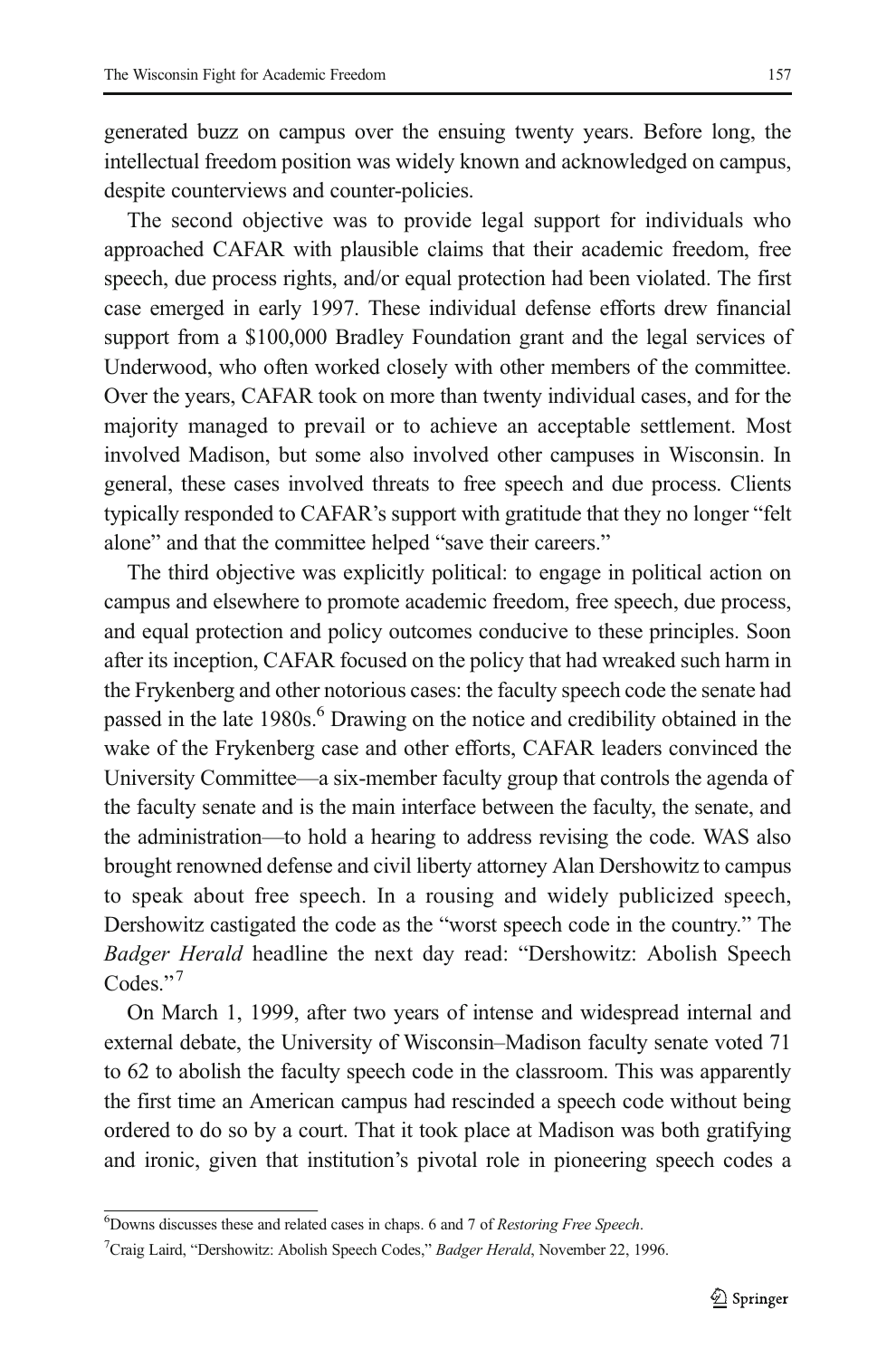generated buzz on campus over the ensuing twenty years. Before long, the intellectual freedom position was widely known and acknowledged on campus, despite counterviews and counter-policies.

The second objective was to provide legal support for individuals who approached CAFAR with plausible claims that their academic freedom, free speech, due process rights, and/or equal protection had been violated. The first case emerged in early 1997. These individual defense efforts drew financial support from a $100,000 Bradley Foundation grant and the legal services of Underwood, who often worked closely with other members of the committee. Over the years, CAFAR took on more than twenty individual cases, and for the majority managed to prevail or to achieve an acceptable settlement. Most involved Madison, but some also involved other campuses in Wisconsin. In general, these cases involved threats to free speech and due process. Clients typically responded to CAFAR's support with gratitude that they no longer "felt alone" and that the committee helped "save their careers."

The third objective was explicitly political: to engage in political action on campus and elsewhere to promote academic freedom, free speech, due process, and equal protection and policy outcomes conducive to these principles. Soon after its inception, CAFAR focused on the policy that had wreaked such harm in the Frykenberg and other notorious cases: the faculty speech code the senate had passed in the late 1980s.[6] Drawing on the notice and credibility obtained in the wake of the Frykenberg case and other efforts, CAFAR leaders convinced the University Committee—a six-member faculty group that controls the agenda of the faculty senate and is the main interface between the faculty, the senate, and the administration—to hold a hearing to address revising the code. WAS also brought renowned defense and civil liberty attorney Alan Dershowitz to campus to speak about free speech. In a rousing and widely publicized speech, Dershowitz castigated the code as the "worst speech code in the country." The *Badger Herald* headline the next day read: "Dershowitz: Abolish Speech Codes."[7]

On March 1, 1999, after two years of intense and widespread internal and external debate, the University of Wisconsin–Madison faculty senate voted 71 to 62 to abolish the faculty speech code in the classroom. This was apparently the first time an American campus had rescinded a speech code without being ordered to do so by a court. That it took place at Madison was both gratifying and ironic, given that institution's pivotal role in pioneering speech codes a

[6] Downs discusses these and related cases in chaps. 6 and 7 of *Restoring Free Speech*.

[7] Craig Laird, "Dershowitz: Abolish Speech Codes," *Badger Herald*, November 22, 1996.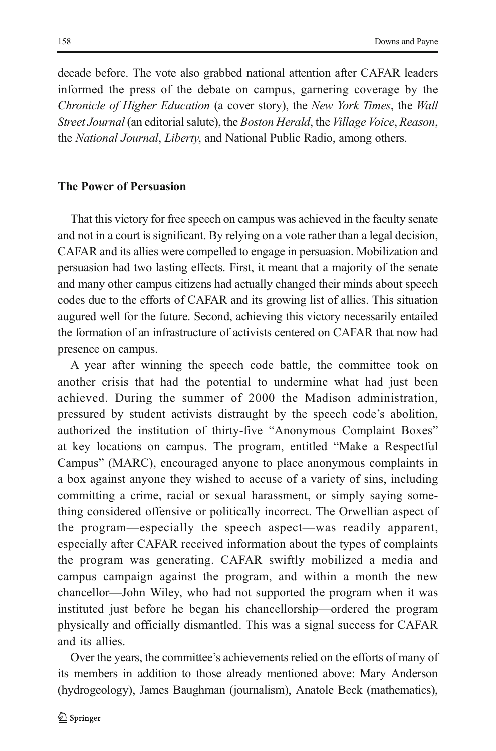decade before. The vote also grabbed national attention after CAFAR leaders informed the press of the debate on campus, garnering coverage by the *Chronicle of Higher Education* (a cover story), the *New York Times*, the *Wall Street Journal* (an editorial salute), the *Boston Herald*, the *Village Voice*, *Reason*, the *National Journal*, *Liberty*, and National Public Radio, among others.

## The Power of Persuasion

That this victory for free speech on campus was achieved in the faculty senate and not in a court is significant. By relying on a vote rather than a legal decision, CAFAR and its allies were compelled to engage in persuasion. Mobilization and persuasion had two lasting effects. First, it meant that a majority of the senate and many other campus citizens had actually changed their minds about speech codes due to the efforts of CAFAR and its growing list of allies. This situation augured well for the future. Second, achieving this victory necessarily entailed the formation of an infrastructure of activists centered on CAFAR that now had presence on campus.

A year after winning the speech code battle, the committee took on another crisis that had the potential to undermine what had just been achieved. During the summer of 2000 the Madison administration, pressured by student activists distraught by the speech code's abolition, authorized the institution of thirty-five "Anonymous Complaint Boxes" at key locations on campus. The program, entitled "Make a Respectful Campus" (MARC), encouraged anyone to place anonymous complaints in a box against anyone they wished to accuse of a variety of sins, including committing a crime, racial or sexual harassment, or simply saying something considered offensive or politically incorrect. The Orwellian aspect of the program—especially the speech aspect—was readily apparent, especially after CAFAR received information about the types of complaints the program was generating. CAFAR swiftly mobilized a media and campus campaign against the program, and within a month the new chancellor—John Wiley, who had not supported the program when it was instituted just before he began his chancellorship—ordered the program physically and officially dismantled. This was a signal success for CAFAR and its allies.

Over the years, the committee's achievements relied on the efforts of many of its members in addition to those already mentioned above: Mary Anderson (hydrogeology), James Baughman (journalism), Anatole Beck (mathematics),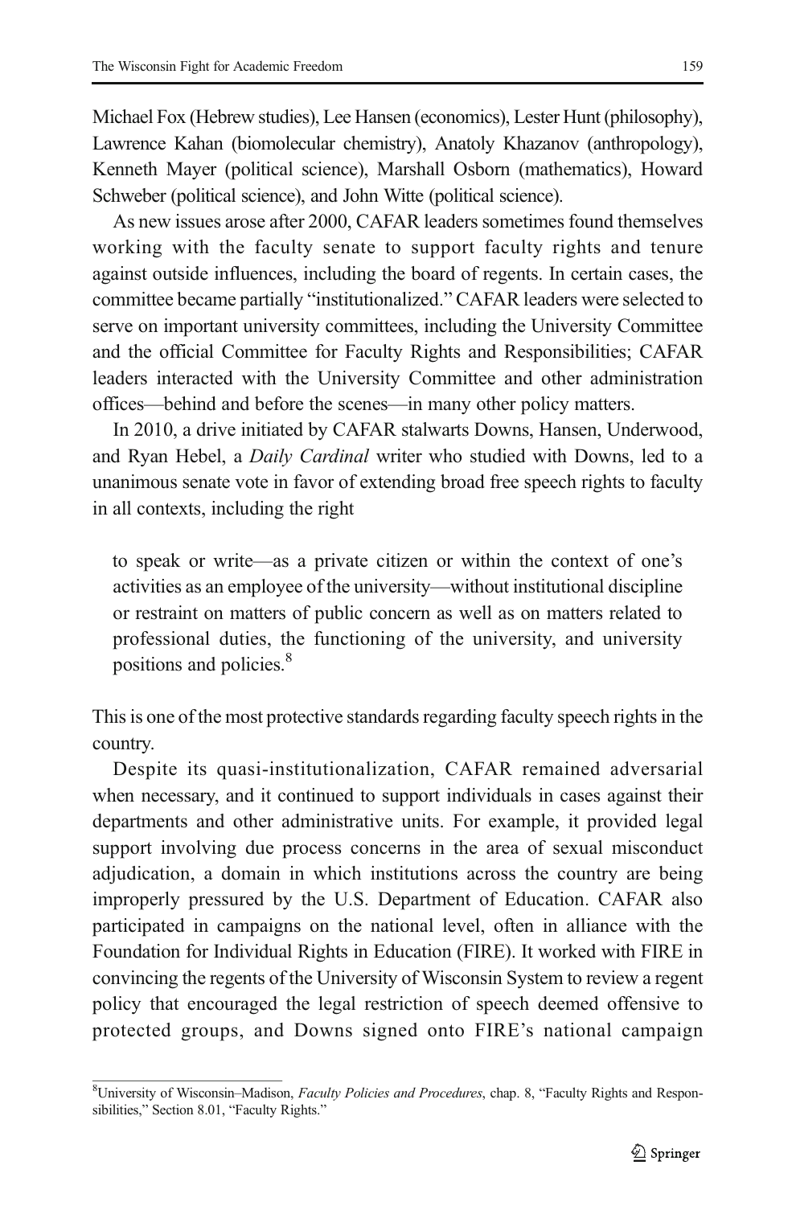Michael Fox (Hebrew studies), Lee Hansen (economics), Lester Hunt (philosophy), Lawrence Kahan (biomolecular chemistry), Anatoly Khazanov (anthropology), Kenneth Mayer (political science), Marshall Osborn (mathematics), Howard Schweber (political science), and John Witte (political science).

As new issues arose after 2000, CAFAR leaders sometimes found themselves working with the faculty senate to support faculty rights and tenure against outside influences, including the board of regents. In certain cases, the committee became partially "institutionalized." CAFAR leaders were selected to serve on important university committees, including the University Committee and the official Committee for Faculty Rights and Responsibilities; CAFAR leaders interacted with the University Committee and other administration offices—behind and before the scenes—in many other policy matters.

In 2010, a drive initiated by CAFAR stalwarts Downs, Hansen, Underwood, and Ryan Hebel, a *Daily Cardinal* writer who studied with Downs, led to a unanimous senate vote in favor of extending broad free speech rights to faculty in all contexts, including the right

> to speak or write—as a private citizen or within the context of one's activities as an employee of the university—without institutional discipline or restraint on matters of public concern as well as on matters related to professional duties, the functioning of the university, and university positions and policies.[8]

This is one of the most protective standards regarding faculty speech rights in the country.

Despite its quasi-institutionalization, CAFAR remained adversarial when necessary, and it continued to support individuals in cases against their departments and other administrative units. For example, it provided legal support involving due process concerns in the area of sexual misconduct adjudication, a domain in which institutions across the country are being improperly pressured by the U.S. Department of Education. CAFAR also participated in campaigns on the national level, often in alliance with the Foundation for Individual Rights in Education (FIRE). It worked with FIRE in convincing the regents of the University of Wisconsin System to review a regent policy that encouraged the legal restriction of speech deemed offensive to protected groups, and Downs signed onto FIRE's national campaign

---

[8] University of Wisconsin–Madison, *Faculty Policies and Procedures*, chap. 8, "Faculty Rights and Responsibilities," Section 8.01, "Faculty Rights."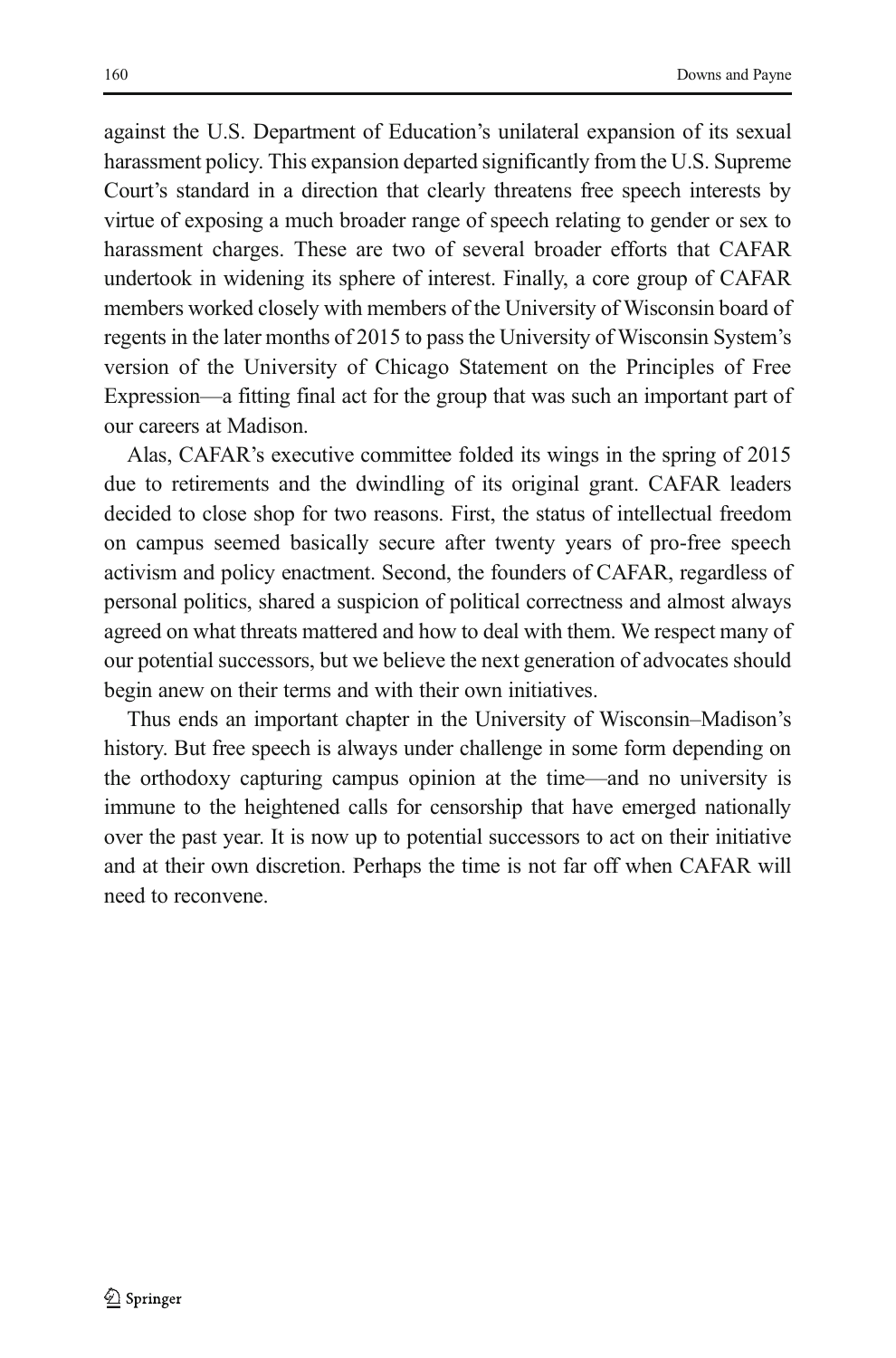against the U.S. Department of Education's unilateral expansion of its sexual harassment policy. This expansion departed significantly from the U.S. Supreme Court's standard in a direction that clearly threatens free speech interests by virtue of exposing a much broader range of speech relating to gender or sex to harassment charges. These are two of several broader efforts that CAFAR undertook in widening its sphere of interest. Finally, a core group of CAFAR members worked closely with members of the University of Wisconsin board of regents in the later months of 2015 to pass the University of Wisconsin System's version of the University of Chicago Statement on the Principles of Free Expression—a fitting final act for the group that was such an important part of our careers at Madison.

Alas, CAFAR's executive committee folded its wings in the spring of 2015 due to retirements and the dwindling of its original grant. CAFAR leaders decided to close shop for two reasons. First, the status of intellectual freedom on campus seemed basically secure after twenty years of pro-free speech activism and policy enactment. Second, the founders of CAFAR, regardless of personal politics, shared a suspicion of political correctness and almost always agreed on what threats mattered and how to deal with them. We respect many of our potential successors, but we believe the next generation of advocates should begin anew on their terms and with their own initiatives.

Thus ends an important chapter in the University of Wisconsin–Madison's history. But free speech is always under challenge in some form depending on the orthodoxy capturing campus opinion at the time—and no university is immune to the heightened calls for censorship that have emerged nationally over the past year. It is now up to potential successors to act on their initiative and at their own discretion. Perhaps the time is not far off when CAFAR will need to reconvene.